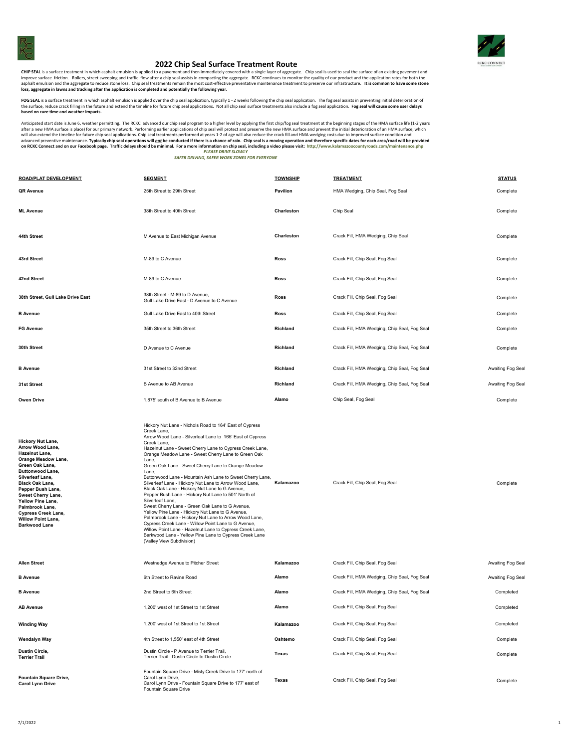# 2022 Chip Seal Surface Treatment Route

**CHIP SEAL** is a surface treatment in which asphalt emulsion is applied to a pavement and then immediately covered with a single layer of aggregate. Chip seal is used to seal the surface of an existing pavement and improve surface friction. Rollers, street sweeping and traffic flow after a chip seal assists in compacting the aggregate. RCKC continues to monitor the quality of our product and the application rates for both the asphalt emulsion and the aggregate to reduce stone loss. Chip seal treatments remain the most cost-effective preventative maintenance treatment to preserve our infrastructure. **It is common to have some stone loss, aggregate in lawns and tracking after the application is completed and potentially the following year.**

**FOG SEAL** is a surface treatment in which asphalt emulsion is applied over the chip seal application, typically 1 - 2 weeks following the chip seal application. The fog seal assists in preventing initial deterioration of the surface, reduce crack filling in the future and extend the timeline for future chip seal applications. Not all chip seal surface treatments also include a fog seal application. **Fog seal will cause some user delays based on cure time and weather impacts.**

Anticipated start date is June 6, weather permitting. The RCKC advanced our chip seal program to a higher level by applying the first chip/fog seal treatment at the beginning stages of the HMA surface life (1-2 years after a new HMA surface is place) for our primary network. Performing earlier applications of chip seal will protect and preserve the new HMA surface and prevent the initial deterioration of an HMA surface, which will also extend the timeline for future chip seal applications. Chip seal treatments performed at years 1-2 of age will also reduce the crack fill and HMA wedging costs due to improved surface condition and advanced preventive maintenance. **Typically chip seal operations will *not* be conducted if there is a chance of rain. Chip seal is a moving operation and therefore specific dates for each area/road will be provided on RCKC Connect and on our Facebook page. Traffic delays should be minimal. For a more information on chip seal, including a video please visit: http://www.kalamazoocountyroads.com/maintenance.php**

***PLEASE DRIVE SLOWLY***

***SAFER DRIVING, SAFER WORK ZONES FOR EVERYONE***

| ROAD/PLAT DEVELOPMENT | SEGMENT | TOWNSHIP | TREATMENT | STATUS |
|---|---|---|---|---|
| **QR Avenue** | 25th Street to 29th Street | **Pavilion** | HMA Wedging, Chip Seal, Fog Seal | Complete |
| **ML Avenue** | 38th Street to 40th Street | **Charleston** | Chip Seal | Complete |
| **44th Street** | M Avenue to East Michigan Avenue | **Charleston** | Crack Fill, HMA Wedging, Chip Seal | Complete |
| **43rd Street** | M-89 to C Avenue | **Ross** | Crack Fill, Chip Seal, Fog Seal | Complete |
| **42nd Street** | M-89 to C Avenue | **Ross** | Crack Fill, Chip Seal, Fog Seal | Complete |
| **38th Street, Gull Lake Drive East** | 38th Street - M-89 to D Avenue, Gull Lake Drive East - D Avenue to C Avenue | **Ross** | Crack Fill, Chip Seal, Fog Seal | Complete |
| **B Avenue** | Gull Lake Drive East to 40th Street | **Ross** | Crack Fill, Chip Seal, Fog Seal | Complete |
| **FG Avenue** | 35th Street to 36th Street | **Richland** | Crack Fill, HMA Wedging, Chip Seal, Fog Seal | Complete |
| **30th Street** | D Avenue to C Avenue | **Richland** | Crack Fill, HMA Wedging, Chip Seal, Fog Seal | Complete |
| **B Avenue** | 31st Street to 32nd Street | **Richland** | Crack Fill, HMA Wedging, Chip Seal, Fog Seal | Awaiting Fog Seal |
| **31st Street** | B Avenue to AB Avenue | **Richland** | Crack Fill, HMA Wedging, Chip Seal, Fog Seal | Awaiting Fog Seal |
| **Owen Drive** | 1,875' south of B Avenue to B Avenue | **Alamo** | Chip Seal, Fog Seal | Complete |
| **Hickory Nut Lane, Arrow Wood Lane, Hazelnut Lane, Orange Meadow Lane, Green Oak Lane, Buttonwood Lane, Silverleaf Lane, Black Oak Lane, Pepper Bush Lane, Sweet Cherry Lane, Yellow Pine Lane, Palmbrook Lane, Cypress Creek Lane, Willow Point Lane, Barkwood Lane** | Hickory Nut Lane - Nichols Road to 164' East of Cypress Creek Lane, Arrow Wood Lane - Silverleaf Lane to 165' East of Cypress Creek Lane, Hazelnut Lane - Sweet Cherry Lane to Cypress Creek Lane, Orange Meadow Lane - Sweet Cherry Lane to Green Oak Lane, Green Oak Lane - Sweet Cherry Lane to Orange Meadow Lane, Buttonwood Lane - Mountain Ash Lane to Sweet Cherry Lane, Silverleaf Lane - Hickory Nut Lane to Arrow Wood Lane, Black Oak Lane - Hickory Nut Lane to G Avenue, Pepper Bush Lane - Hickory Nut Lane to 501' North of Silverleaf Lane, Sweet Cherry Lane - Green Oak Lane to G Avenue, Yellow Pine Lane - Hickory Nut Lane to G Avenue, Palmbrook Lane - Hickory Nut Lane to Arrow Wood Lane, Cypress Creek Lane - Willow Point Lane to G Avenue, Willow Point Lane - Hazelnut Lane to Cypress Creek Lane, Barkwood Lane - Yellow Pine Lane to Cypress Creek Lane (Valley View Subdivision) | **Kalamazoo** | Crack Fill, Chip Seal, Fog Seal | Complete |
| **Allen Street** | Westnedge Avenue to Pitcher Street | **Kalamazoo** | Crack Fill, Chip Seal, Fog Seal | Awaiting Fog Seal |
| **B Avenue** | 6th Street to Ravine Road | **Alamo** | Crack Fill, HMA Wedging, Chip Seal, Fog Seal | Awaiting Fog Seal |
| **B Avenue** | 2nd Street to 6th Street | **Alamo** | Crack Fill, HMA Wedging, Chip Seal, Fog Seal | Completed |
| **AB Avenue** | 1,200' west of 1st Street to 1st Street | **Alamo** | Crack Fill, Chip Seal, Fog Seal | Completed |
| **Winding Way** | 1,200' west of 1st Street to 1st Street | **Kalamazoo** | Crack Fill, Chip Seal, Fog Seal | Completed |
| **Wendalyn Way** | 4th Street to 1,550' east of 4th Street | **Oshtemo** | Crack Fill, Chip Seal, Fog Seal | Complete |
| **Dustin Circle, Terrier Trail** | Dustin Circle - P Avenue to Terrier Trail, Terrier Trail - Dustin Circle to Dustin Circle | **Texas** | Crack Fill, Chip Seal, Fog Seal | Complete |
| **Fountain Square Drive, Carol Lynn Drive** | Fountain Square Drive - Misty Creek Drive to 177' north of Carol Lynn Drive, Carol Lynn Drive - Fountain Square Drive to 177' east of Fountain Square Drive | **Texas** | Crack Fill, Chip Seal, Fog Seal | Complete |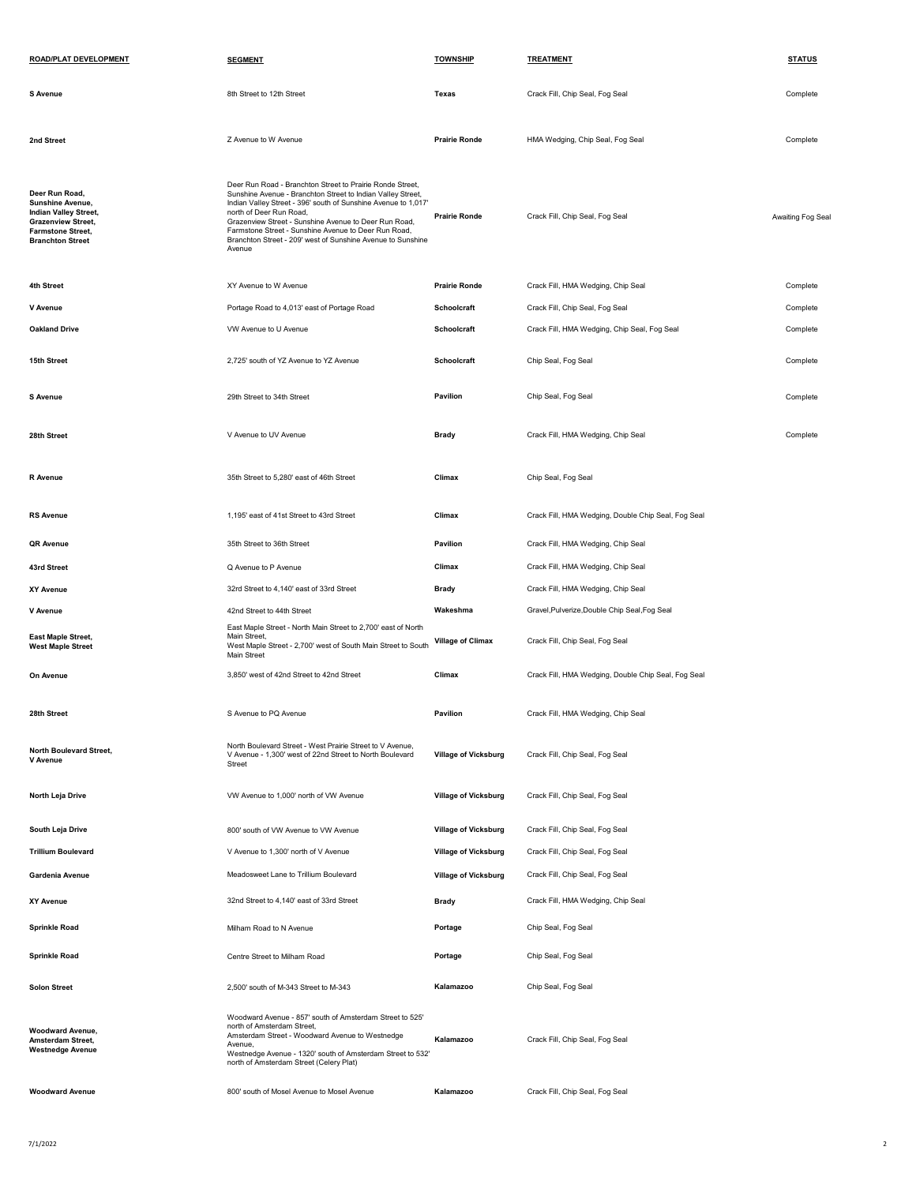| ROAD/PLAT DEVELOPMENT | SEGMENT | TOWNSHIP | TREATMENT | STATUS |
|---|---|---|---|---|
| **S Avenue** | 8th Street to 12th Street | **Texas** | Crack Fill, Chip Seal, Fog Seal | Complete |
| **2nd Street** | Z Avenue to W Avenue | **Prairie Ronde** | HMA Wedging, Chip Seal, Fog Seal | Complete |
| **Deer Run Road, Sunshine Avenue, Indian Valley Street, Grazenview Street, Farmstone Street, Branchton Street** | Deer Run Road - Branchton Street to Prairie Ronde Street, Sunshine Avenue - Branchton Street to Indian Valley Street, Indian Valley Street - 396' south of Sunshine Avenue to 1,017' north of Deer Run Road, Grazenview Street - Sunshine Avenue to Deer Run Road, Farmstone Street - Sunshine Avenue to Deer Run Road, Branchton Street - 209' west of Sunshine Avenue to Sunshine Avenue | **Prairie Ronde** | Crack Fill, Chip Seal, Fog Seal | Awaiting Fog Seal |
| **4th Street** | XY Avenue to W Avenue | **Prairie Ronde** | Crack Fill, HMA Wedging, Chip Seal | Complete |
| **V Avenue** | Portage Road to 4,013' east of Portage Road | **Schoolcraft** | Crack Fill, Chip Seal, Fog Seal | Complete |
| **Oakland Drive** | VW Avenue to U Avenue | **Schoolcraft** | Crack Fill, HMA Wedging, Chip Seal, Fog Seal | Complete |
| **15th Street** | 2,725' south of YZ Avenue to YZ Avenue | **Schoolcraft** | Chip Seal, Fog Seal | Complete |
| **S Avenue** | 29th Street to 34th Street | **Pavilion** | Chip Seal, Fog Seal | Complete |
| **28th Street** | V Avenue to UV Avenue | **Brady** | Crack Fill, HMA Wedging, Chip Seal | Complete |
| **R Avenue** | 35th Street to 5,280' east of 46th Street | **Climax** | Chip Seal, Fog Seal | |
| **RS Avenue** | 1,195' east of 41st Street to 43rd Street | **Climax** | Crack Fill, HMA Wedging, Double Chip Seal, Fog Seal | |
| **QR Avenue** | 35th Street to 36th Street | **Pavilion** | Crack Fill, HMA Wedging, Chip Seal | |
| **43rd Street** | Q Avenue to P Avenue | **Climax** | Crack Fill, HMA Wedging, Chip Seal | |
| **XY Avenue** | 32rd Street to 4,140' east of 33rd Street | **Brady** | Crack Fill, HMA Wedging, Chip Seal | |
| **V Avenue** | 42nd Street to 44th Street | **Wakeshma** | Gravel,Pulverize,Double Chip Seal,Fog Seal | |
| **East Maple Street, West Maple Street** | East Maple Street - North Main Street to 2,700' east of North Main Street, West Maple Street - 2,700' west of South Main Street to South Main Street | **Village of Climax** | Crack Fill, Chip Seal, Fog Seal | |
| **On Avenue** | 3,850' west of 42nd Street to 42nd Street | **Climax** | Crack Fill, HMA Wedging, Double Chip Seal, Fog Seal | |
| **28th Street** | S Avenue to PQ Avenue | **Pavilion** | Crack Fill, HMA Wedging, Chip Seal | |
| **North Boulevard Street, V Avenue** | North Boulevard Street - West Prairie Street to V Avenue, V Avenue - 1,300' west of 22nd Street to North Boulevard Street | **Village of Vicksburg** | Crack Fill, Chip Seal, Fog Seal | |
| **North Leja Drive** | VW Avenue to 1,000' north of VW Avenue | **Village of Vicksburg** | Crack Fill, Chip Seal, Fog Seal | |
| **South Leja Drive** | 800' south of VW Avenue to VW Avenue | **Village of Vicksburg** | Crack Fill, Chip Seal, Fog Seal | |
| **Trillium Boulevard** | V Avenue to 1,300' north of V Avenue | **Village of Vicksburg** | Crack Fill, Chip Seal, Fog Seal | |
| **Gardenia Avenue** | Meadosweet Lane to Trillium Boulevard | **Village of Vicksburg** | Crack Fill, Chip Seal, Fog Seal | |
| **XY Avenue** | 32nd Street to 4,140' east of 33rd Street | **Brady** | Crack Fill, HMA Wedging, Chip Seal | |
| **Sprinkle Road** | Milham Road to N Avenue | **Portage** | Chip Seal, Fog Seal | |
| **Sprinkle Road** | Centre Street to Milham Road | **Portage** | Chip Seal, Fog Seal | |
| **Solon Street** | 2,500' south of M-343 Street to M-343 | **Kalamazoo** | Chip Seal, Fog Seal | |
| **Woodward Avenue, Amsterdam Street, Westnedge Avenue** | Woodward Avenue - 857' south of Amsterdam Street to 525' north of Amsterdam Street, Amsterdam Street - Woodward Avenue to Westnedge Avenue, Westnedge Avenue - 1320' south of Amsterdam Street to 532' north of Amsterdam Street (Celery Plat) | **Kalamazoo** | Crack Fill, Chip Seal, Fog Seal | |
| **Woodward Avenue** | 800' south of Mosel Avenue to Mosel Avenue | **Kalamazoo** | Crack Fill, Chip Seal, Fog Seal | |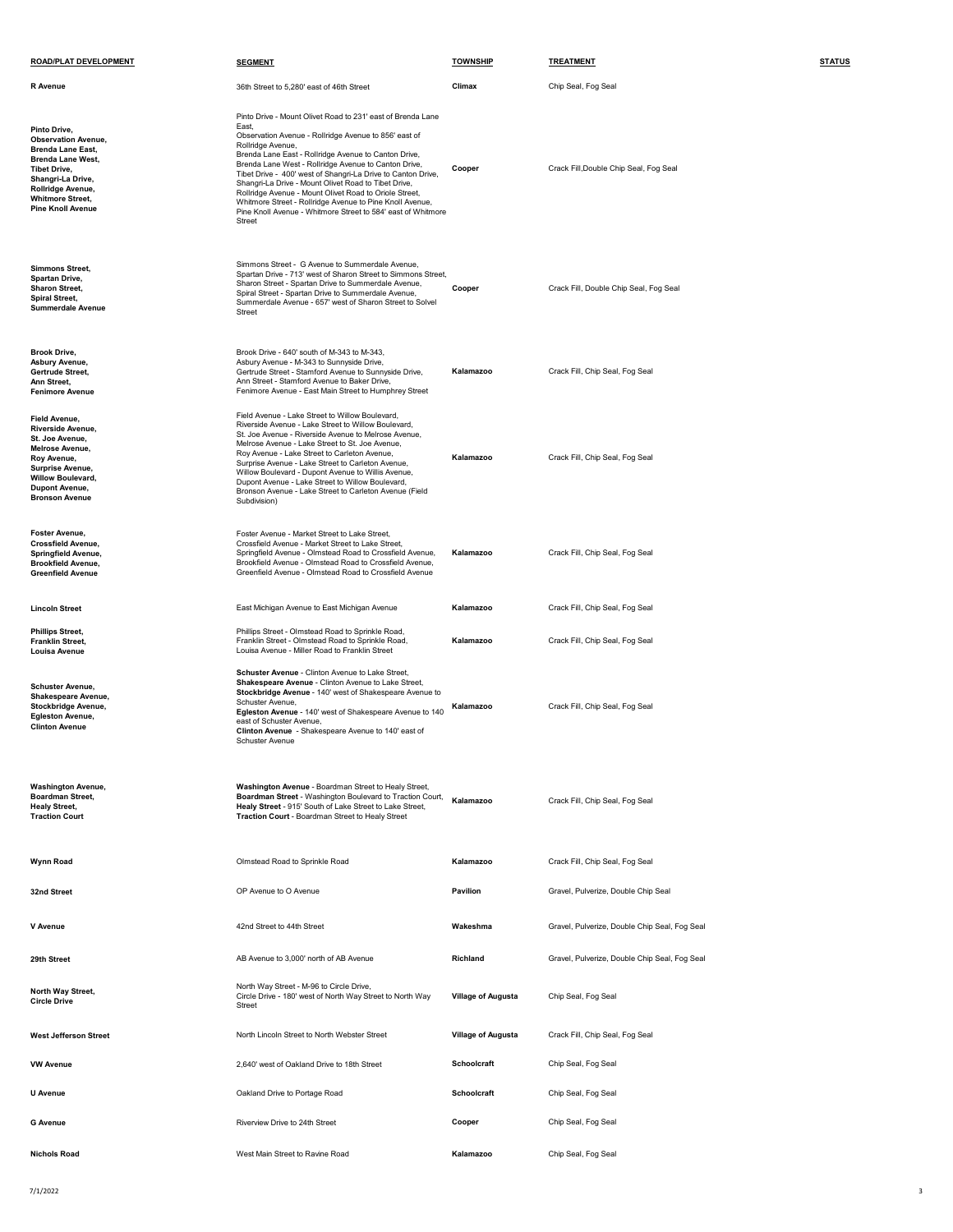| ROAD/PLAT DEVELOPMENT | SEGMENT | TOWNSHIP | TREATMENT | STATUS |
|---|---|---|---|---|
| **R Avenue** | 36th Street to 5,280' east of 46th Street | **Climax** | Chip Seal, Fog Seal | |
| **Pinto Drive, Observation Avenue, Brenda Lane East, Brenda Lane West, Tibet Drive, Shangri-La Drive, Rollridge Avenue, Whitmore Street, Pine Knoll Avenue** | Pinto Drive - Mount Olivet Road to 231' east of Brenda Lane East, Observation Avenue - Rollridge Avenue to 856' east of Rollridge Avenue, Brenda Lane East - Rollridge Avenue to Canton Drive, Brenda Lane West - Rollridge Avenue to Canton Drive, Tibet Drive - 400' west of Shangri-La Drive to Canton Drive, Shangri-La Drive - Mount Olivet Road to Tibet Drive, Rollridge Avenue - Mount Olivet Road to Oriole Street, Whitmore Street - Rollridge Avenue to Pine Knoll Avenue, Pine Knoll Avenue - Whitmore Street to 584' east of Whitmore Street | **Cooper** | Crack Fill,Double Chip Seal, Fog Seal | |
| **Simmons Street, Spartan Drive, Sharon Street, Spiral Street, Summerdale Avenue** | Simmons Street - G Avenue to Summerdale Avenue, Spartan Drive - 713' west of Sharon Street to Simmons Street, Sharon Street - Spartan Drive to Summerdale Avenue, Spiral Street - Spartan Drive to Summerdale Avenue, Summerdale Avenue - 657' west of Sharon Street to Solvel Street | **Cooper** | Crack Fill, Double Chip Seal, Fog Seal | |
| **Brook Drive, Asbury Avenue, Gertrude Street, Ann Street, Fenimore Avenue** | Brook Drive - 640' south of M-343 to M-343, Asbury Avenue - M-343 to Sunnyside Drive, Gertrude Street - Stamford Avenue to Sunnyside Drive, Ann Street - Stamford Avenue to Baker Drive, Fenimore Avenue - East Main Street to Humphrey Street | **Kalamazoo** | Crack Fill, Chip Seal, Fog Seal | |
| **Field Avenue, Riverside Avenue, St. Joe Avenue, Melrose Avenue, Roy Avenue, Surprise Avenue, Willow Boulevard, Dupont Avenue, Bronson Avenue** | Field Avenue - Lake Street to Willow Boulevard, Riverside Avenue - Lake Street to Willow Boulevard, St. Joe Avenue - Riverside Avenue to Melrose Avenue, Melrose Avenue - Lake Street to St. Joe Avenue, Roy Avenue - Lake Street to Carleton Avenue, Surprise Avenue - Lake Street to Carleton Avenue, Willow Boulevard - Dupont Avenue to Willis Avenue, Dupont Avenue - Lake Street to Willow Boulevard, Bronson Avenue - Lake Street to Carleton Avenue (Field Subdivision) | **Kalamazoo** | Crack Fill, Chip Seal, Fog Seal | |
| **Foster Avenue, Crossfield Avenue, Springfield Avenue, Brookfield Avenue, Greenfield Avenue** | Foster Avenue - Market Street to Lake Street, Crossfield Avenue - Market Street to Lake Street, Springfield Avenue - Olmstead Road to Crossfield Avenue, Brookfield Avenue - Olmstead Road to Crossfield Avenue, Greenfield Avenue - Olmstead Road to Crossfield Avenue | **Kalamazoo** | Crack Fill, Chip Seal, Fog Seal | |
| **Lincoln Street** | East Michigan Avenue to East Michigan Avenue | **Kalamazoo** | Crack Fill, Chip Seal, Fog Seal | |
| **Phillips Street, Franklin Street, Louisa Avenue** | Phillips Street - Olmstead Road to Sprinkle Road, Franklin Street - Olmstead Road to Sprinkle Road, Louisa Avenue - Miller Road to Franklin Street | **Kalamazoo** | Crack Fill, Chip Seal, Fog Seal | |
| **Schuster Avenue, Shakespeare Avenue, Stockbridge Avenue, Egleston Avenue, Clinton Avenue** | **Schuster Avenue** - Clinton Avenue to Lake Street, **Shakespeare Avenue** - Clinton Avenue to Lake Street, **Stockbridge Avenue** - 140' west of Shakespeare Avenue to Schuster Avenue, **Egleston Avenue** - 140' west of Shakespeare Avenue to 140 east of Schuster Avenue, **Clinton Avenue** - Shakespeare Avenue to 140' east of Schuster Avenue | **Kalamazoo** | Crack Fill, Chip Seal, Fog Seal | |
| **Washington Avenue, Boardman Street, Healy Street, Traction Court** | **Washington Avenue** - Boardman Street to Healy Street, **Boardman Street** - Washington Boulevard to Traction Court, **Healy Street** - 915' South of Lake Street to Lake Street, **Traction Court** - Boardman Street to Healy Street | **Kalamazoo** | Crack Fill, Chip Seal, Fog Seal | |
| **Wynn Road** | Olmstead Road to Sprinkle Road | **Kalamazoo** | Crack Fill, Chip Seal, Fog Seal | |
| **32nd Street** | OP Avenue to O Avenue | **Pavilion** | Gravel, Pulverize, Double Chip Seal | |
| **V Avenue** | 42nd Street to 44th Street | **Wakeshma** | Gravel, Pulverize, Double Chip Seal, Fog Seal | |
| **29th Street** | AB Avenue to 3,000' north of AB Avenue | **Richland** | Gravel, Pulverize, Double Chip Seal, Fog Seal | |
| **North Way Street, Circle Drive** | North Way Street - M-96 to Circle Drive, Circle Drive - 180' west of North Way Street to North Way Street | **Village of Augusta** | Chip Seal, Fog Seal | |
| **West Jefferson Street** | North Lincoln Street to North Webster Street | **Village of Augusta** | Crack Fill, Chip Seal, Fog Seal | |
| **VW Avenue** | 2,640' west of Oakland Drive to 18th Street | **Schoolcraft** | Chip Seal, Fog Seal | |
| **U Avenue** | Oakland Drive to Portage Road | **Schoolcraft** | Chip Seal, Fog Seal | |
| **G Avenue** | Riverview Drive to 24th Street | **Cooper** | Chip Seal, Fog Seal | |
| **Nichols Road** | West Main Street to Ravine Road | **Kalamazoo** | Chip Seal, Fog Seal | |

7/1/2022